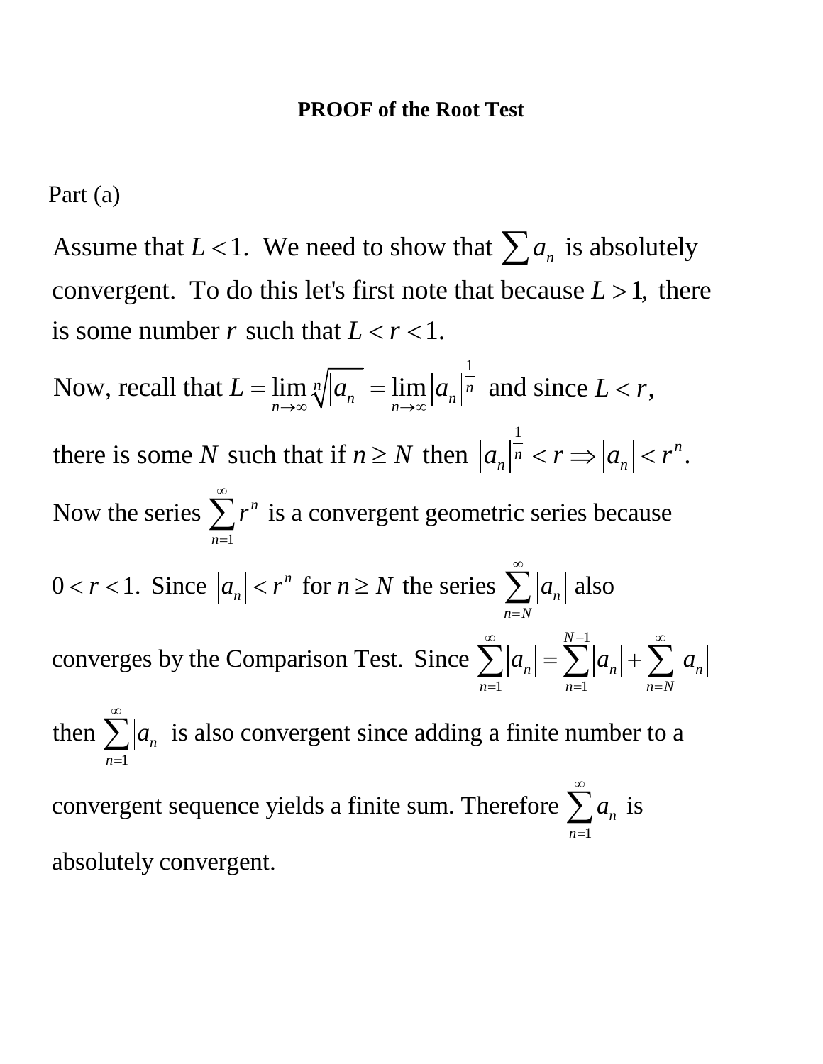**PROOF of the Root Test**

Part (a)

Assume that $L < 1$. We need to show that $\sum a_n$ is absolutely convergent. To do this let's first note that because $L > 1$, there is some number $r$ such that $L < r < 1$.

Now, recall that $L = \lim_{n \to \infty} \sqrt[n]{|a_n|} = \lim_{n \to \infty} |a_n|^{\frac{1}{n}}$ and since $L < r$,

there is some $N$ such that if $n \geq N$ then $|a_n|^{\frac{1}{n}} < r \Rightarrow |a_n| < r^n$.

Now the series $\sum_{n=1}^{\infty} r^n$ is a convergent geometric series because

$0 < r < 1$. Since $|a_n| < r^n$ for $n \geq N$ the series $\sum_{n=N}^{\infty} |a_n|$ also

converges by the Comparison Test. Since $\sum_{n=1}^{\infty} |a_n| = \sum_{n=1}^{N-1} |a_n| + \sum_{n=N}^{\infty} |a_n|$

then $\sum_{n=1}^{\infty} |a_n|$ is also convergent since adding a finite number to a

convergent sequence yields a finite sum. Therefore $\sum_{n=1}^{\infty} a_n$ is

absolutely convergent.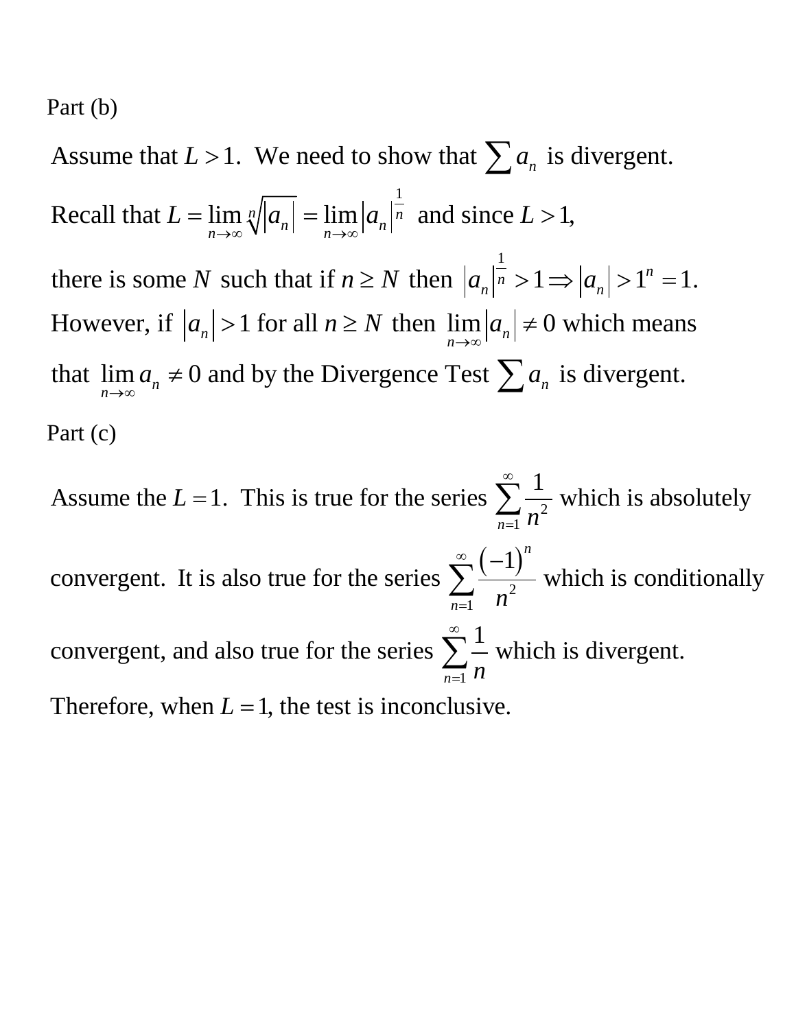Part (b)

Assume that $L > 1$. We need to show that $\sum a_n$ is divergent.

Recall that $L = \lim\limits_{n\to\infty} \sqrt[n]{|a_n|} = \lim\limits_{n\to\infty} |a_n|^{\frac{1}{n}}$ and since $L > 1$,

there is some $N$ such that if $n \geq N$ then $|a_n|^{\frac{1}{n}} > 1 \Rightarrow |a_n| > 1^n = 1.$

However, if $|a_n| > 1$ for all $n \geq N$ then $\lim\limits_{n\to\infty} |a_n| \neq 0$ which means that $\lim\limits_{n\to\infty} a_n \neq 0$ and by the Divergence Test $\sum a_n$ is divergent.

Part (c)

Assume the $L = 1$. This is true for the series $\sum\limits_{n=1}^{\infty} \frac{1}{n^2}$ which is absolutely convergent. It is also true for the series $\sum\limits_{n=1}^{\infty} \frac{(-1)^n}{n^2}$ which is conditionally convergent, and also true for the series $\sum\limits_{n=1}^{\infty} \frac{1}{n}$ which is divergent.

Therefore, when $L = 1$, the test is inconclusive.